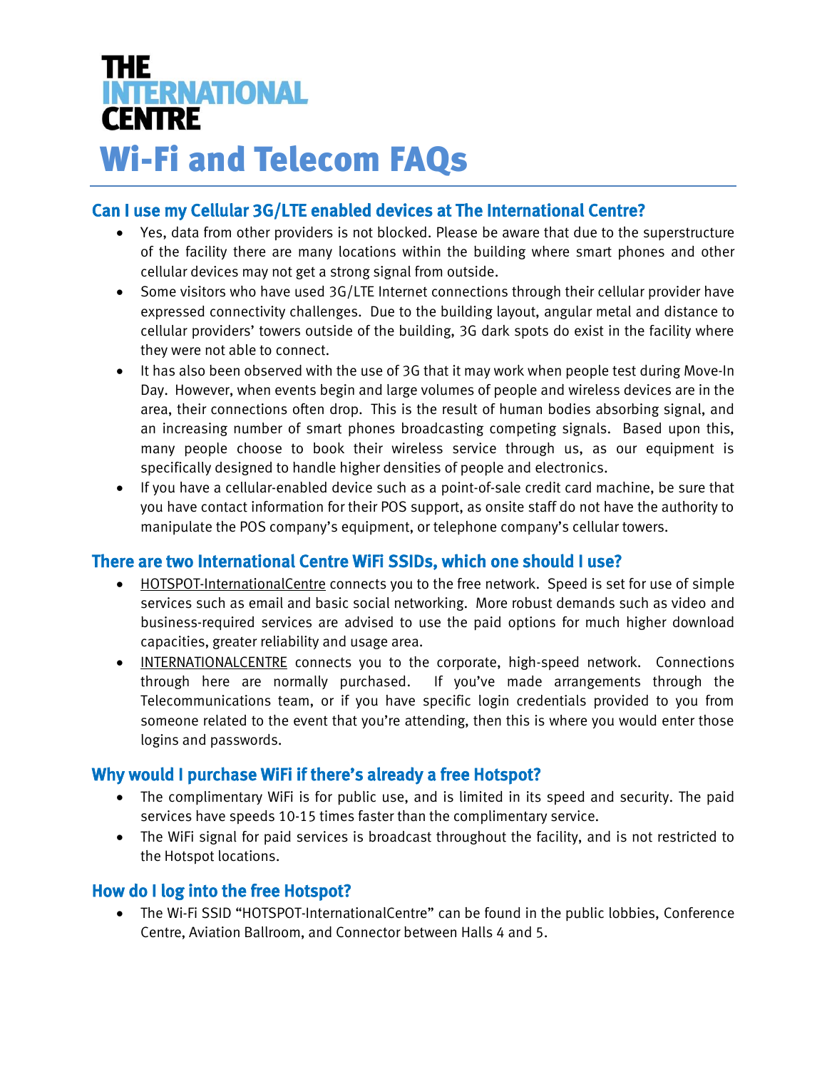**THE INTERNATIONAL CENTRE**

# Wi-Fi and Telecom FAQs

## Can I use my Cellular 3G/LTE enabled devices at The International Centre?

- Yes, data from other providers is not blocked. Please be aware that due to the superstructure of the facility there are many locations within the building where smart phones and other cellular devices may not get a strong signal from outside.
- Some visitors who have used 3G/LTE Internet connections through their cellular provider have expressed connectivity challenges. Due to the building layout, angular metal and distance to cellular providers' towers outside of the building, 3G dark spots do exist in the facility where they were not able to connect.
- It has also been observed with the use of 3G that it may work when people test during Move-In Day. However, when events begin and large volumes of people and wireless devices are in the area, their connections often drop. This is the result of human bodies absorbing signal, and an increasing number of smart phones broadcasting competing signals. Based upon this, many people choose to book their wireless service through us, as our equipment is specifically designed to handle higher densities of people and electronics.
- If you have a cellular-enabled device such as a point-of-sale credit card machine, be sure that you have contact information for their POS support, as onsite staff do not have the authority to manipulate the POS company's equipment, or telephone company's cellular towers.

## There are two International Centre WiFi SSIDs, which one should I use?

- HOTSPOT-InternationalCentre connects you to the free network. Speed is set for use of simple services such as email and basic social networking. More robust demands such as video and business-required services are advised to use the paid options for much higher download capacities, greater reliability and usage area.
- INTERNATIONALCENTRE connects you to the corporate, high-speed network. Connections through here are normally purchased. If you've made arrangements through the Telecommunications team, or if you have specific login credentials provided to you from someone related to the event that you're attending, then this is where you would enter those logins and passwords.

## Why would I purchase WiFi if there's already a free Hotspot?

- The complimentary WiFi is for public use, and is limited in its speed and security. The paid services have speeds 10-15 times faster than the complimentary service.
- The WiFi signal for paid services is broadcast throughout the facility, and is not restricted to the Hotspot locations.

## How do I log into the free Hotspot?

- The Wi-Fi SSID "HOTSPOT-InternationalCentre" can be found in the public lobbies, Conference Centre, Aviation Ballroom, and Connector between Halls 4 and 5.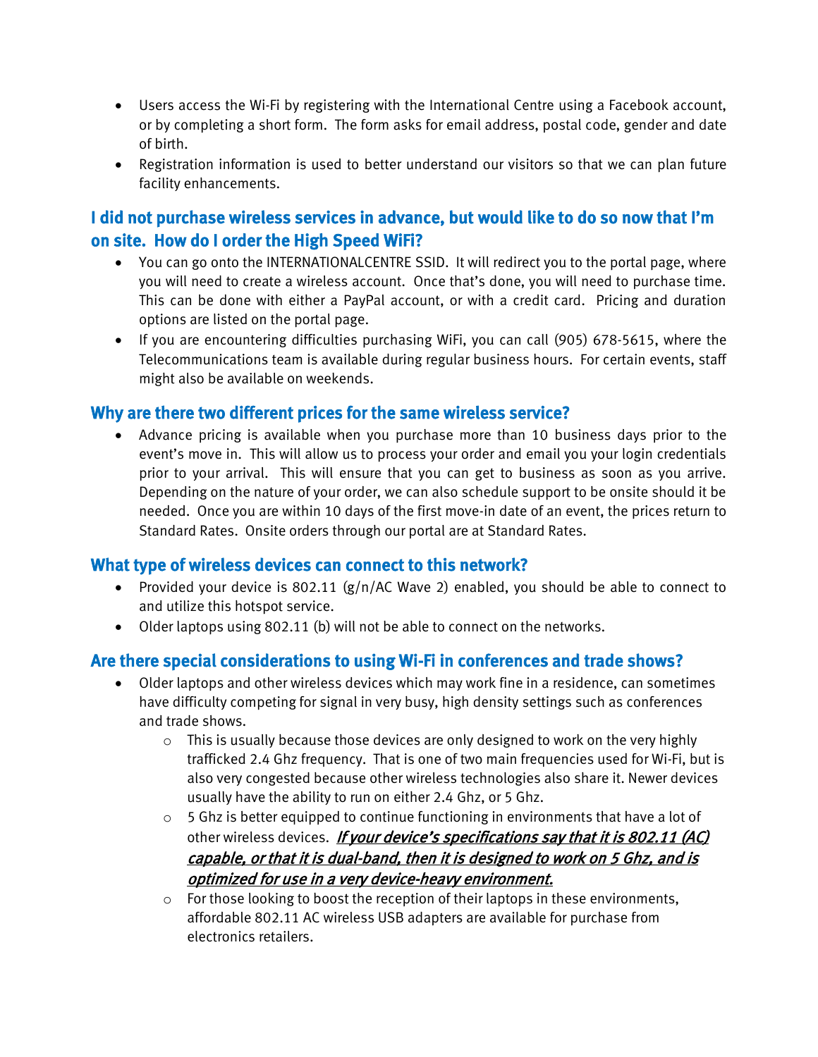- Users access the Wi-Fi by registering with the International Centre using a Facebook account, or by completing a short form. The form asks for email address, postal code, gender and date of birth.
- Registration information is used to better understand our visitors so that we can plan future facility enhancements.

## I did not purchase wireless services in advance, but would like to do so now that I'm on site. How do I order the High Speed WiFi?

- You can go onto the INTERNATIONALCENTRE SSID. It will redirect you to the portal page, where you will need to create a wireless account. Once that's done, you will need to purchase time. This can be done with either a PayPal account, or with a credit card. Pricing and duration options are listed on the portal page.
- If you are encountering difficulties purchasing WiFi, you can call (905) 678-5615, where the Telecommunications team is available during regular business hours. For certain events, staff might also be available on weekends.

## Why are there two different prices for the same wireless service?

- Advance pricing is available when you purchase more than 10 business days prior to the event's move in. This will allow us to process your order and email you your login credentials prior to your arrival. This will ensure that you can get to business as soon as you arrive. Depending on the nature of your order, we can also schedule support to be onsite should it be needed. Once you are within 10 days of the first move-in date of an event, the prices return to Standard Rates. Onsite orders through our portal are at Standard Rates.

## What type of wireless devices can connect to this network?

- Provided your device is 802.11 (g/n/AC Wave 2) enabled, you should be able to connect to and utilize this hotspot service.
- Older laptops using 802.11 (b) will not be able to connect on the networks.

## Are there special considerations to using Wi-Fi in conferences and trade shows?

- Older laptops and other wireless devices which may work fine in a residence, can sometimes have difficulty competing for signal in very busy, high density settings such as conferences and trade shows.
  - This is usually because those devices are only designed to work on the very highly trafficked 2.4 Ghz frequency. That is one of two main frequencies used for Wi-Fi, but is also very congested because other wireless technologies also share it. Newer devices usually have the ability to run on either 2.4 Ghz, or 5 Ghz.
  - 5 Ghz is better equipped to continue functioning in environments that have a lot of other wireless devices. ***If your device's specifications say that it is 802.11 (AC) capable, or that it is dual-band, then it is designed to work on 5 Ghz, and is optimized for use in a very device-heavy environment.***
  - For those looking to boost the reception of their laptops in these environments, affordable 802.11 AC wireless USB adapters are available for purchase from electronics retailers.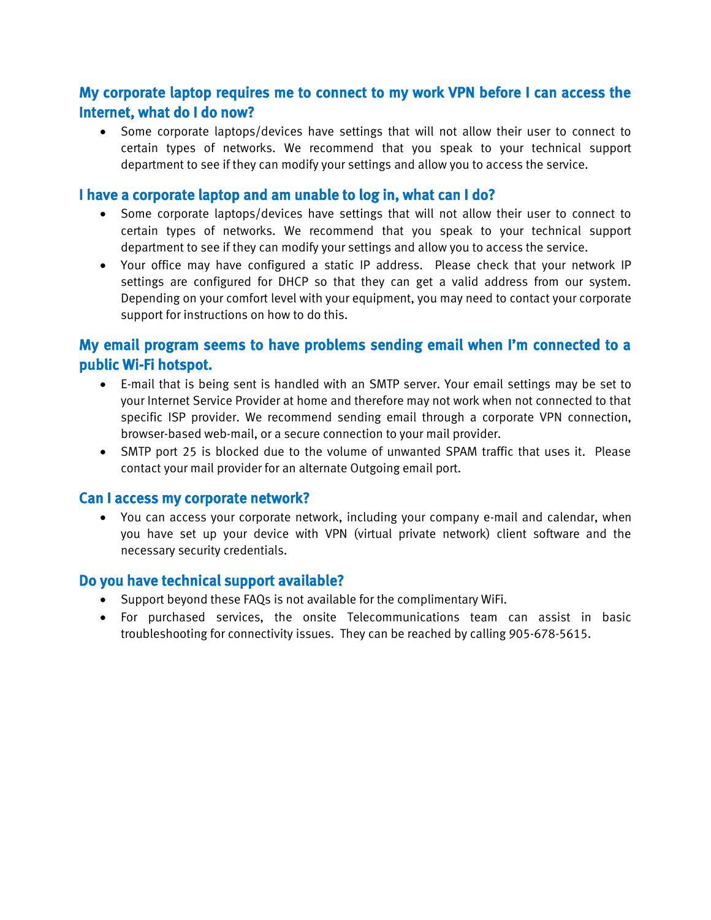## My corporate laptop requires me to connect to my work VPN before I can access the Internet, what do I do now?

- Some corporate laptops/devices have settings that will not allow their user to connect to certain types of networks. We recommend that you speak to your technical support department to see if they can modify your settings and allow you to access the service.

### I have a corporate laptop and am unable to log in, what can I do?

- Some corporate laptops/devices have settings that will not allow their user to connect to certain types of networks. We recommend that you speak to your technical support department to see if they can modify your settings and allow you to access the service.
- Your office may have configured a static IP address. Please check that your network IP settings are configured for DHCP so that they can get a valid address from our system. Depending on your comfort level with your equipment, you may need to contact your corporate support for instructions on how to do this.

## My email program seems to have problems sending email when I'm connected to a public Wi-Fi hotspot.

- E-mail that is being sent is handled with an SMTP server. Your email settings may be set to your Internet Service Provider at home and therefore may not work when not connected to that specific ISP provider. We recommend sending email through a corporate VPN connection, browser-based web-mail, or a secure connection to your mail provider.
- SMTP port 25 is blocked due to the volume of unwanted SPAM traffic that uses it. Please contact your mail provider for an alternate Outgoing email port.

### Can I access my corporate network?

- You can access your corporate network, including your company e-mail and calendar, when you have set up your device with VPN (virtual private network) client software and the necessary security credentials.

### Do you have technical support available?

- Support beyond these FAQs is not available for the complimentary WiFi.
- For purchased services, the onsite Telecommunications team can assist in basic troubleshooting for connectivity issues. They can be reached by calling 905-678-5615.